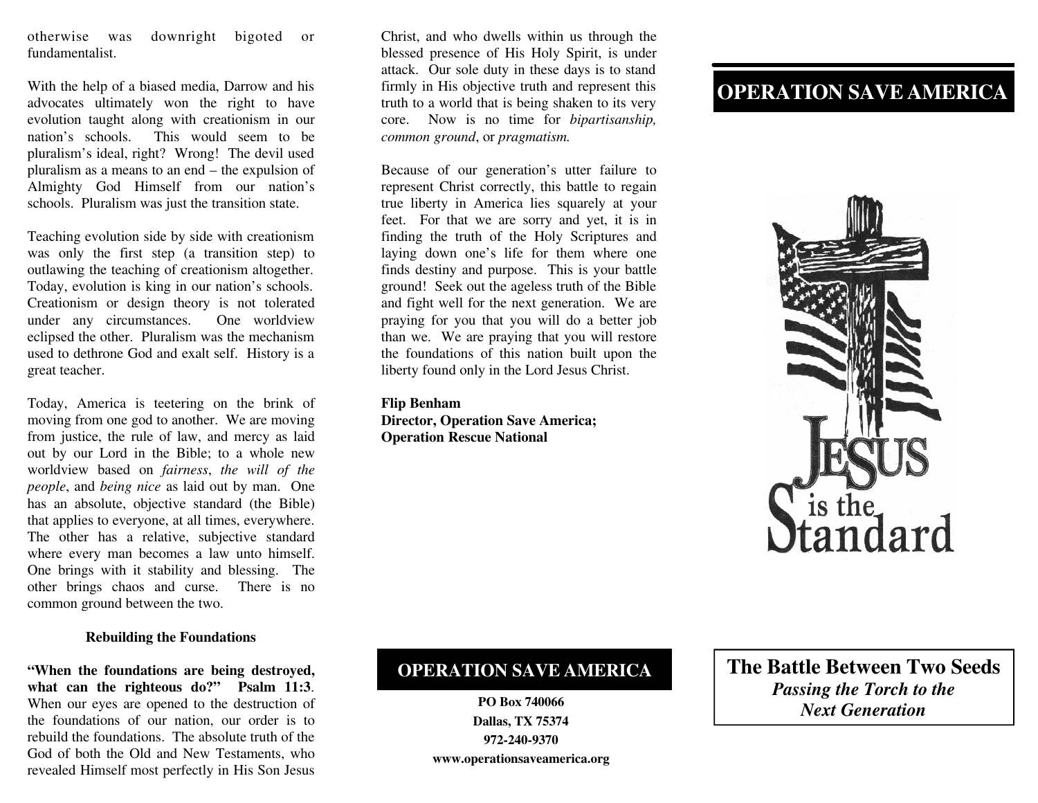otherwise was downright bigoted or fundamentalist.

With the help of a biased media, Darrow and his advocates ultimately won the right to have evolution taught along with creationism in our nation's schools. This would seem to be pluralism's ideal, right? Wrong! The devil used pluralism as a means to an end – the expulsion of Almighty God Himself from our nation's schools. Pluralism was just the transition state.

Teaching evolution side by side with creationism was only the first step (a transition step) to outlawing the teaching of creationism altogether. Today, evolution is king in our nation's schools. Creationism or design theory is not tolerated under any circumstances. One worldview eclipsed the other. Pluralism was the mechanism used to dethrone God and exalt self. History is a great teacher.

Today, America is teetering on the brink of moving from one god to another. We are moving from justice, the rule of law, and mercy as laid out by our Lord in the Bible; to a whole new worldview based on *fairness*, *the will of the people*, and *being nice* as laid out by man. One has an absolute, objective standard (the Bible) that applies to everyone, at all times, everywhere. The other has a relative, subjective standard where every man becomes a law unto himself. One brings with it stability and blessing. The other brings chaos and curse. There is no common ground between the two.

### Rebuilding the Foundations

**"When the foundations are being destroyed, what can the righteous do?" Psalm 11:3**. When our eyes are opened to the destruction of the foundations of our nation, our order is to rebuild the foundations. The absolute truth of the God of both the Old and New Testaments, who revealed Himself most perfectly in His Son Jesus Christ, and who dwells within us through the blessed presence of His Holy Spirit, is under attack. Our sole duty in these days is to stand firmly in His objective truth and represent this truth to a world that is being shaken to its very core. Now is no time for *bipartisanship, common ground*, or *pragmatism.*

Because of our generation's utter failure to represent Christ correctly, this battle to regain true liberty in America lies squarely at your feet. For that we are sorry and yet, it is in finding the truth of the Holy Scriptures and laying down one's life for them where one finds destiny and purpose. This is your battle ground! Seek out the ageless truth of the Bible and fight well for the next generation. We are praying for you that you will do a better job than we. We are praying that you will restore the foundations of this nation built upon the liberty found only in the Lord Jesus Christ.

**Flip Benham**
**Director, Operation Save America;**
**Operation Rescue National**

## OPERATION SAVE AMERICA

**PO Box 740066**
**Dallas, TX 75374**
**972-240-9370**
**www.operationsaveamerica.org**

## OPERATION SAVE AMERICA

JESUS is the Standard

## The Battle Between Two Seeds

***Passing the Torch to the Next Generation***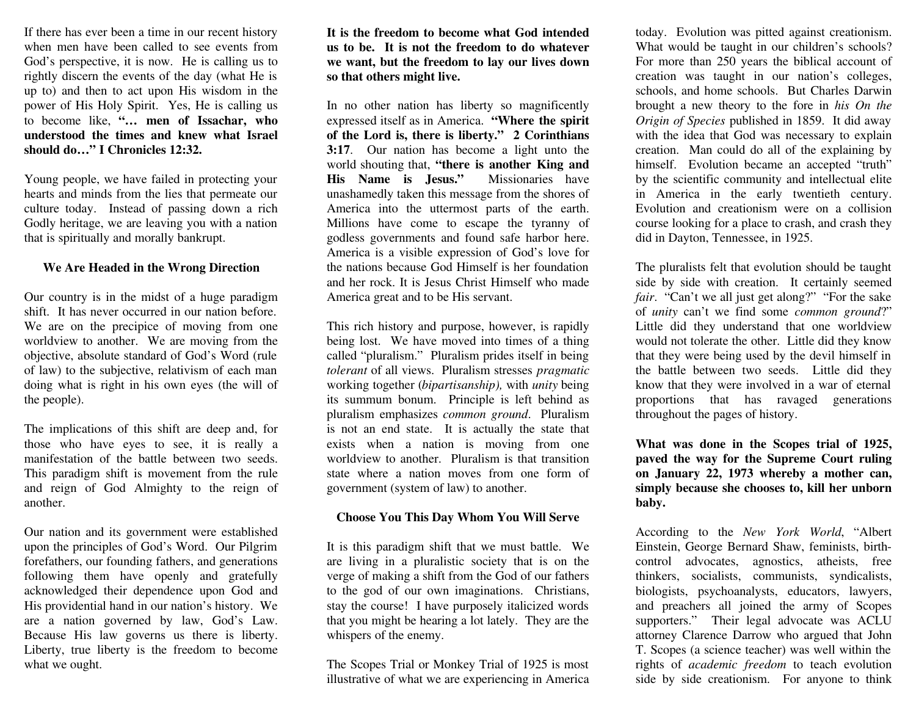If there has ever been a time in our recent history when men have been called to see events from God's perspective, it is now. He is calling us to rightly discern the events of the day (what He is up to) and then to act upon His wisdom in the power of His Holy Spirit. Yes, He is calling us to become like, **"… men of Issachar, who understood the times and knew what Israel should do…" I Chronicles 12:32.**

Young people, we have failed in protecting your hearts and minds from the lies that permeate our culture today. Instead of passing down a rich Godly heritage, we are leaving you with a nation that is spiritually and morally bankrupt.

### We Are Headed in the Wrong Direction

Our country is in the midst of a huge paradigm shift. It has never occurred in our nation before. We are on the precipice of moving from one worldview to another. We are moving from the objective, absolute standard of God's Word (rule of law) to the subjective, relativism of each man doing what is right in his own eyes (the will of the people).

The implications of this shift are deep and, for those who have eyes to see, it is really a manifestation of the battle between two seeds. This paradigm shift is movement from the rule and reign of God Almighty to the reign of another.

Our nation and its government were established upon the principles of God's Word. Our Pilgrim forefathers, our founding fathers, and generations following them have openly and gratefully acknowledged their dependence upon God and His providential hand in our nation's history. We are a nation governed by law, God's Law. Because His law governs us there is liberty. Liberty, true liberty is the freedom to become what we ought. **It is the freedom to become what God intended us to be. It is not the freedom to do whatever we want, but the freedom to lay our lives down so that others might live.**

In no other nation has liberty so magnificently expressed itself as in America. **"Where the spirit of the Lord is, there is liberty." 2 Corinthians 3:17**. Our nation has become a light unto the world shouting that, **"there is another King and His Name is Jesus."** Missionaries have unashamedly taken this message from the shores of America into the uttermost parts of the earth. Millions have come to escape the tyranny of godless governments and found safe harbor here. America is a visible expression of God's love for the nations because God Himself is her foundation and her rock. It is Jesus Christ Himself who made America great and to be His servant.

This rich history and purpose, however, is rapidly being lost. We have moved into times of a thing called "pluralism." Pluralism prides itself in being *tolerant* of all views. Pluralism stresses *pragmatic* working together (*bipartisanship),* with *unity* being its summum bonum. Principle is left behind as pluralism emphasizes *common ground*. Pluralism is not an end state. It is actually the state that exists when a nation is moving from one worldview to another. Pluralism is that transition state where a nation moves from one form of government (system of law) to another.

### Choose You This Day Whom You Will Serve

It is this paradigm shift that we must battle. We are living in a pluralistic society that is on the verge of making a shift from the God of our fathers to the god of our own imaginations. Christians, stay the course! I have purposely italicized words that you might be hearing a lot lately. They are the whispers of the enemy.

The Scopes Trial or Monkey Trial of 1925 is most illustrative of what we are experiencing in America today. Evolution was pitted against creationism. What would be taught in our children's schools? For more than 250 years the biblical account of creation was taught in our nation's colleges, schools, and home schools. But Charles Darwin brought a new theory to the fore in *his On the Origin of Species* published in 1859. It did away with the idea that God was necessary to explain creation. Man could do all of the explaining by himself. Evolution became an accepted "truth" by the scientific community and intellectual elite in America in the early twentieth century. Evolution and creationism were on a collision course looking for a place to crash, and crash they did in Dayton, Tennessee, in 1925.

The pluralists felt that evolution should be taught side by side with creation. It certainly seemed *fair*. "Can't we all just get along?" "For the sake of *unity* can't we find some *common ground*?" Little did they understand that one worldview would not tolerate the other. Little did they know that they were being used by the devil himself in the battle between two seeds. Little did they know that they were involved in a war of eternal proportions that has ravaged generations throughout the pages of history.

**What was done in the Scopes trial of 1925, paved the way for the Supreme Court ruling on January 22, 1973 whereby a mother can, simply because she chooses to, kill her unborn baby.**

According to the *New York World*, "Albert Einstein, George Bernard Shaw, feminists, birth-control advocates, agnostics, atheists, free thinkers, socialists, communists, syndicalists, biologists, psychoanalysts, educators, lawyers, and preachers all joined the army of Scopes supporters." Their legal advocate was ACLU attorney Clarence Darrow who argued that John T. Scopes (a science teacher) was well within the rights of *academic freedom* to teach evolution side by side creationism. For anyone to think